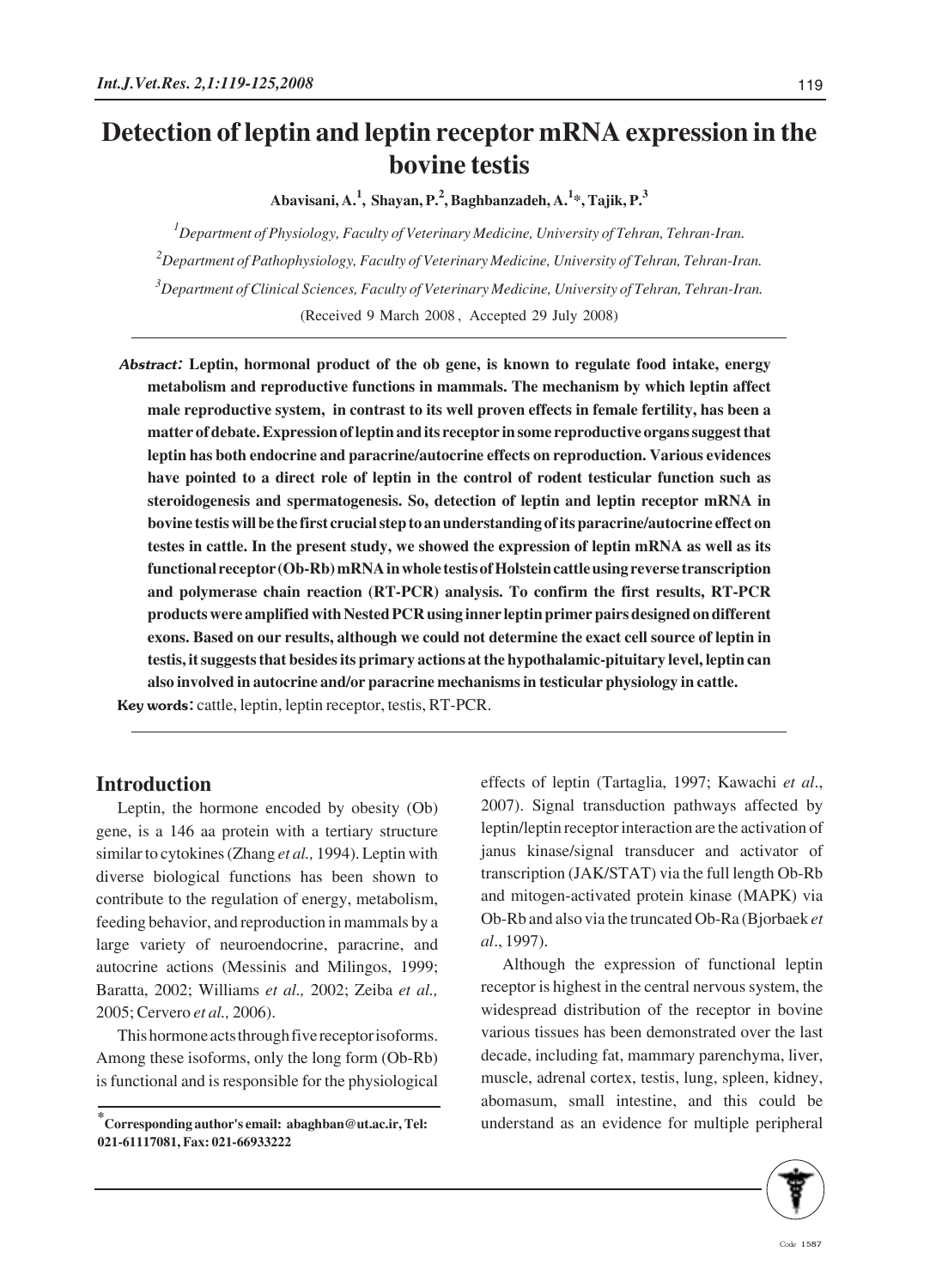# Detection of leptin and leptin receptor mRNA expression in the bovine testis

**Abavisani, A.[1], Shayan, P.[2], Baghbanzadeh, A.[1]*, Tajik, P.[3]**

[1]*Department of Physiology, Faculty of Veterinary Medicine, University of Tehran, Tehran-Iran.*

[2]*Department of Pathophysiology, Faculty of Veterinary Medicine, University of Tehran, Tehran-Iran.*

[3]*Department of Clinical Sciences, Faculty of Veterinary Medicine, University of Tehran, Tehran-Iran.*

(Received 9 March 2008, Accepted 29 July 2008)

***Abstract:*** **Leptin, hormonal product of the ob gene, is known to regulate food intake, energy metabolism and reproductive functions in mammals. The mechanism by which leptin affect male reproductive system, in contrast to its well proven effects in female fertility, has been a matter of debate. Expression of leptin and its receptor in some reproductive organs suggest that leptin has both endocrine and paracrine/autocrine effects on reproduction. Various evidences have pointed to a direct role of leptin in the control of rodent testicular function such as steroidogenesis and spermatogenesis. So, detection of leptin and leptin receptor mRNA in bovine testis will be the first crucial step to an understanding of its paracrine/autocrine effect on testes in cattle. In the present study, we showed the expression of leptin mRNA as well as its functional receptor (Ob-Rb) mRNA in whole testis of Holstein cattle using reverse transcription and polymerase chain reaction (RT-PCR) analysis. To confirm the first results, RT-PCR products were amplified with Nested PCR using inner leptin primer pairs designed on different exons. Based on our results, although we could not determine the exact cell source of leptin in testis, it suggests that besides its primary actions at the hypothalamic-pituitary level, leptin can also involved in autocrine and/or paracrine mechanisms in testicular physiology in cattle.**

**Key words:** cattle, leptin, leptin receptor, testis, RT-PCR.

## Introduction

Leptin, the hormone encoded by obesity (Ob) gene, is a 146 aa protein with a tertiary structure similar to cytokines (Zhang *et al.,* 1994). Leptin with diverse biological functions has been shown to contribute to the regulation of energy, metabolism, feeding behavior, and reproduction in mammals by a large variety of neuroendocrine, paracrine, and autocrine actions (Messinis and Milingos, 1999; Baratta, 2002; Williams *et al.,* 2002; Zeiba *et al.,* 2005; Cervero *et al.,* 2006).

This hormone acts through five receptor isoforms. Among these isoforms, only the long form (Ob-Rb) is functional and is responsible for the physiological effects of leptin (Tartaglia, 1997; Kawachi *et al*., 2007). Signal transduction pathways affected by leptin/leptin receptor interaction are the activation of janus kinase/signal transducer and activator of transcription (JAK/STAT) via the full length Ob-Rb and mitogen-activated protein kinase (MAPK) via Ob-Rb and also via the truncated Ob-Ra (Bjorbaek *et al*., 1997).

Although the expression of functional leptin receptor is highest in the central nervous system, the widespread distribution of the receptor in bovine various tissues has been demonstrated over the last decade, including fat, mammary parenchyma, liver, muscle, adrenal cortex, testis, lung, spleen, kidney, abomasum, small intestine, and this could be understand as an evidence for multiple peripheral

*Corresponding author's email: abaghban@ut.ac.ir, Tel: 021-61117081, Fax: 021-66933222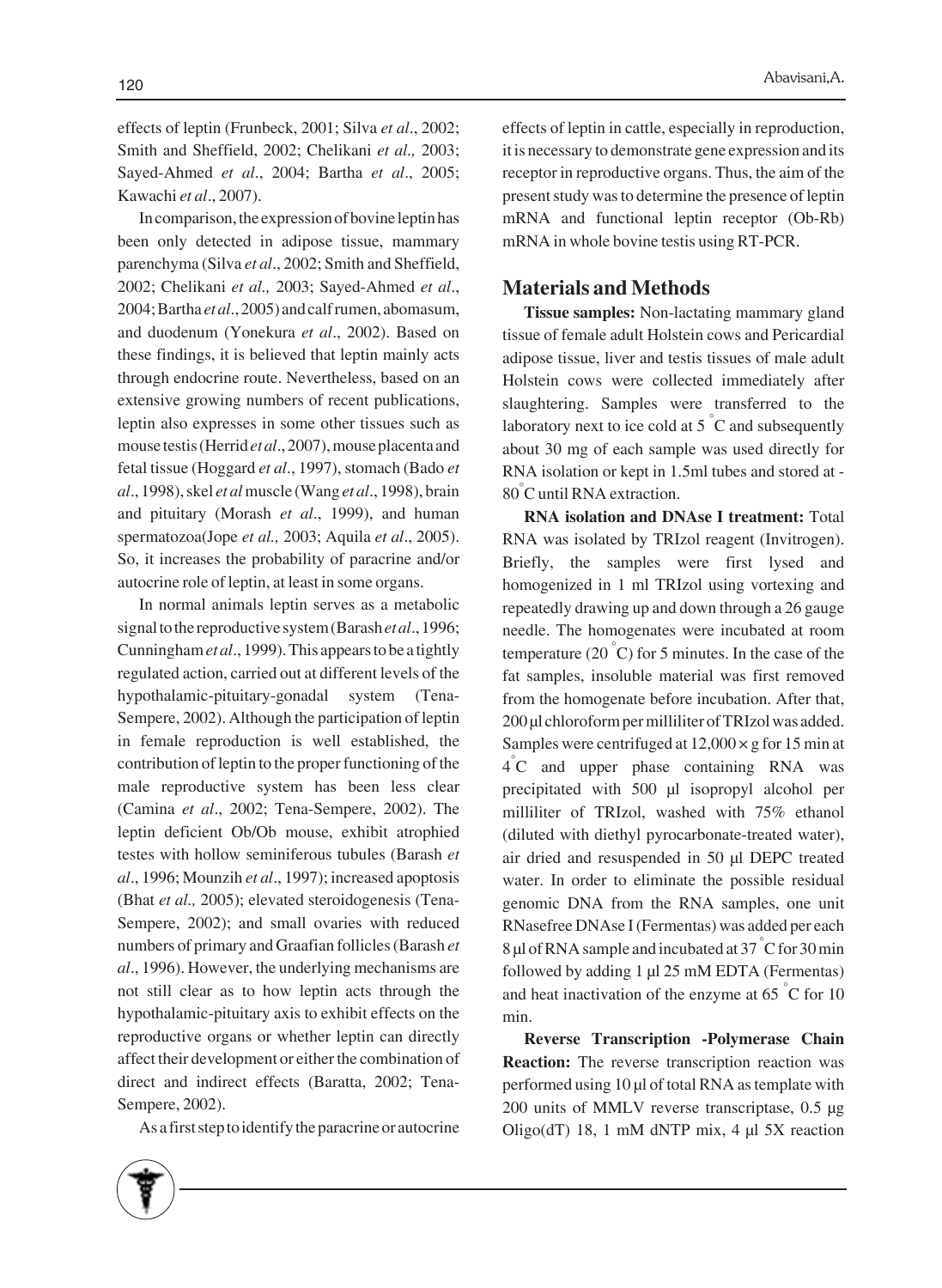effects of leptin (Frunbeck, 2001; Silva *et al*., 2002; Smith and Sheffield, 2002; Chelikani *et al.,* 2003; Sayed-Ahmed *et al*., 2004; Bartha *et al*., 2005; Kawachi *et al*., 2007).

In comparison, the expression of bovine leptin has been only detected in adipose tissue, mammary parenchyma (Silva *et al*., 2002; Smith and Sheffield, 2002; Chelikani *et al.,* 2003; Sayed-Ahmed *et al*., 2004; Bartha *et al*., 2005) and calf rumen, abomasum, and duodenum (Yonekura *et al*., 2002). Based on these findings, it is believed that leptin mainly acts through endocrine route. Nevertheless, based on an extensive growing numbers of recent publications, leptin also expresses in some other tissues such as mouse testis (Herrid *et al*., 2007), mouse placenta and fetal tissue (Hoggard *et al*., 1997), stomach (Bado *et al*., 1998), skel *et al* muscle (Wang *et al*., 1998), brain and pituitary (Morash *et al*., 1999), and human spermatozoa(Jope *et al.,* 2003; Aquila *et al*., 2005). So, it increases the probability of paracrine and/or autocrine role of leptin, at least in some organs.

In normal animals leptin serves as a metabolic signal to the reproductive system (Barash *et al*., 1996; Cunningham *et al*., 1999). This appears to be a tightly regulated action, carried out at different levels of the hypothalamic-pituitary-gonadal system (Tena-Sempere, 2002). Although the participation of leptin in female reproduction is well established, the contribution of leptin to the proper functioning of the male reproductive system has been less clear (Camina *et al*., 2002; Tena-Sempere, 2002). The leptin deficient Ob/Ob mouse, exhibit atrophied testes with hollow seminiferous tubules (Barash *et al*., 1996; Mounzih *et al*., 1997); increased apoptosis (Bhat *et al.,* 2005); elevated steroidogenesis (Tena-Sempere, 2002); and small ovaries with reduced numbers of primary and Graafian follicles (Barash *et al*., 1996). However, the underlying mechanisms are not still clear as to how leptin acts through the hypothalamic-pituitary axis to exhibit effects on the reproductive organs or whether leptin can directly affect their development or either the combination of direct and indirect effects (Baratta, 2002; Tena-Sempere, 2002).

As a first step to identify the paracrine or autocrine effects of leptin in cattle, especially in reproduction, it is necessary to demonstrate gene expression and its receptor in reproductive organs. Thus, the aim of the present study was to determine the presence of leptin mRNA and functional leptin receptor (Ob-Rb) mRNA in whole bovine testis using RT-PCR.

## Materials and Methods

**Tissue samples:** Non-lactating mammary gland tissue of female adult Holstein cows and Pericardial adipose tissue, liver and testis tissues of male adult Holstein cows were collected immediately after slaughtering. Samples were transferred to the laboratory next to ice cold at 5 °C and subsequently about 30 mg of each sample was used directly for RNA isolation or kept in 1.5ml tubes and stored at -80°C until RNA extraction.

**RNA isolation and DNAse I treatment:** Total RNA was isolated by TRIzol reagent (Invitrogen). Briefly, the samples were first lysed and homogenized in 1 ml TRIzol using vortexing and repeatedly drawing up and down through a 26 gauge needle. The homogenates were incubated at room temperature (20 °C) for 5 minutes. In the case of the fat samples, insoluble material was first removed from the homogenate before incubation. After that, 200 µl chloroform per milliliter of TRIzol was added. Samples were centrifuged at 12,000 × g for 15 min at 4°C and upper phase containing RNA was precipitated with 500 µl isopropyl alcohol per milliliter of TRIzol, washed with 75% ethanol (diluted with diethyl pyrocarbonate-treated water), air dried and resuspended in 50 µl DEPC treated water. In order to eliminate the possible residual genomic DNA from the RNA samples, one unit RNasefree DNAse I (Fermentas) was added per each 8 µl of RNA sample and incubated at 37 °C for 30 min followed by adding 1 µl 25 mM EDTA (Fermentas) and heat inactivation of the enzyme at 65 °C for 10 min.

**Reverse Transcription -Polymerase Chain Reaction:** The reverse transcription reaction was performed using 10 µl of total RNA as template with 200 units of MMLV reverse transcriptase, 0.5 µg Oligo(dT) 18, 1 mM dNTP mix, 4 µl 5X reaction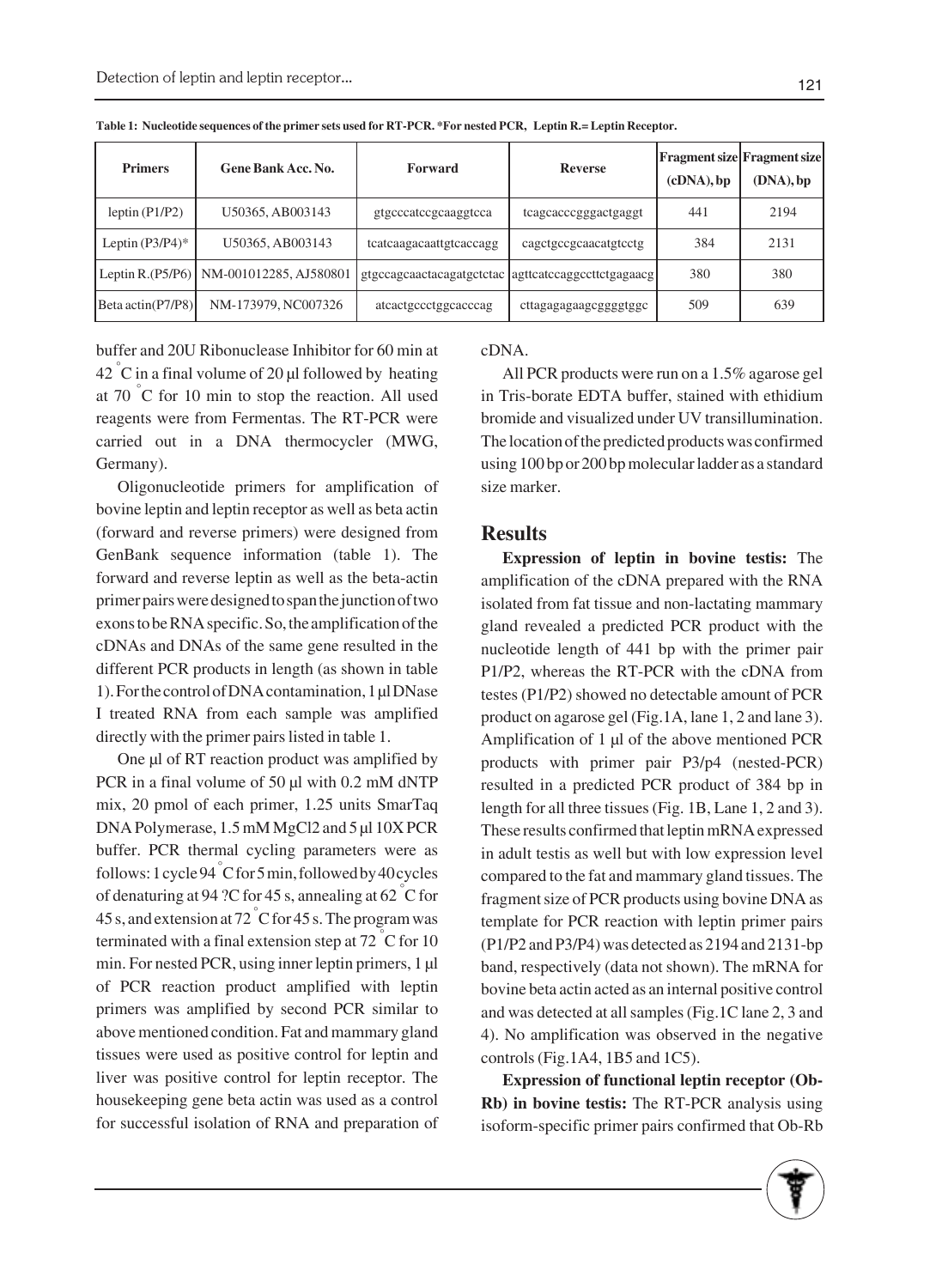**Table 1: Nucleotide sequences of the primer sets used for RT-PCR. *For nested PCR, Leptin R.= Leptin Receptor.**

| Primers | Gene Bank Acc. No. | Forward | Reverse | Fragment size (cDNA), bp | Fragment size (DNA), bp |
|---|---|---|---|---|---|
| leptin (P1/P2) | U50365, AB003143 | gtgcccatccgcaaggtcca | tcagcacccgggactgaggt | 441 | 2194 |
| Leptin (P3/P4)* | U50365, AB003143 | tcatcaagacaattgtcaccagg | cagctgccgcaacatgtcctg | 384 | 2131 |
| Leptin R.(P5/P6) | NM-001012285, AJ580801 | gtgccagcaactacagatgctctac | agttcatccaggccttctgagaacg | 380 | 380 |
| Beta actin(P7/P8) | NM-173979, NC007326 | atcactgccctggcacccag | cttagagagaagcggggtggc | 509 | 639 |

buffer and 20U Ribonuclease Inhibitor for 60 min at 42 °C in a final volume of 20 µl followed by heating at 70 °C for 10 min to stop the reaction. All used reagents were from Fermentas. The RT-PCR were carried out in a DNA thermocycler (MWG, Germany).

Oligonucleotide primers for amplification of bovine leptin and leptin receptor as well as beta actin (forward and reverse primers) were designed from GenBank sequence information (table 1). The forward and reverse leptin as well as the beta-actin primer pairs were designed to span the junction of two exons to be RNA specific. So, the amplification of the cDNAs and DNAs of the same gene resulted in the different PCR products in length (as shown in table 1). For the control of DNA contamination, 1 µl DNase I treated RNA from each sample was amplified directly with the primer pairs listed in table 1.

One µl of RT reaction product was amplified by PCR in a final volume of 50 µl with 0.2 mM dNTP mix, 20 pmol of each primer, 1.25 units SmarTaq DNA Polymerase, 1.5 mM MgCl2 and 5 µl 10X PCR buffer. PCR thermal cycling parameters were as follows: 1 cycle 94 °C for 5 min, followed by 40 cycles of denaturing at 94 ?C for 45 s, annealing at 62 °C for 45 s, and extension at 72 °C for 45 s. The program was terminated with a final extension step at 72 °C for 10 min. For nested PCR, using inner leptin primers, 1 µl of PCR reaction product amplified with leptin primers was amplified by second PCR similar to above mentioned condition. Fat and mammary gland tissues were used as positive control for leptin and liver was positive control for leptin receptor. The housekeeping gene beta actin was used as a control for successful isolation of RNA and preparation of cDNA.

All PCR products were run on a 1.5% agarose gel in Tris-borate EDTA buffer, stained with ethidium bromide and visualized under UV transillumination. The location of the predicted products was confirmed using 100 bp or 200 bp molecular ladder as a standard size marker.

## Results

**Expression of leptin in bovine testis:** The amplification of the cDNA prepared with the RNA isolated from fat tissue and non-lactating mammary gland revealed a predicted PCR product with the nucleotide length of 441 bp with the primer pair P1/P2, whereas the RT-PCR with the cDNA from testes (P1/P2) showed no detectable amount of PCR product on agarose gel (Fig.1A, lane 1, 2 and lane 3). Amplification of 1 µl of the above mentioned PCR products with primer pair P3/p4 (nested-PCR) resulted in a predicted PCR product of 384 bp in length for all three tissues (Fig. 1B, Lane 1, 2 and 3). These results confirmed that leptin mRNA expressed in adult testis as well but with low expression level compared to the fat and mammary gland tissues. The fragment size of PCR products using bovine DNA as template for PCR reaction with leptin primer pairs (P1/P2 and P3/P4) was detected as 2194 and 2131-bp band, respectively (data not shown). The mRNA for bovine beta actin acted as an internal positive control and was detected at all samples (Fig.1C lane 2, 3 and 4). No amplification was observed in the negative controls (Fig.1A4, 1B5 and 1C5).

**Expression of functional leptin receptor (Ob-Rb) in bovine testis:** The RT-PCR analysis using isoform-specific primer pairs confirmed that Ob-Rb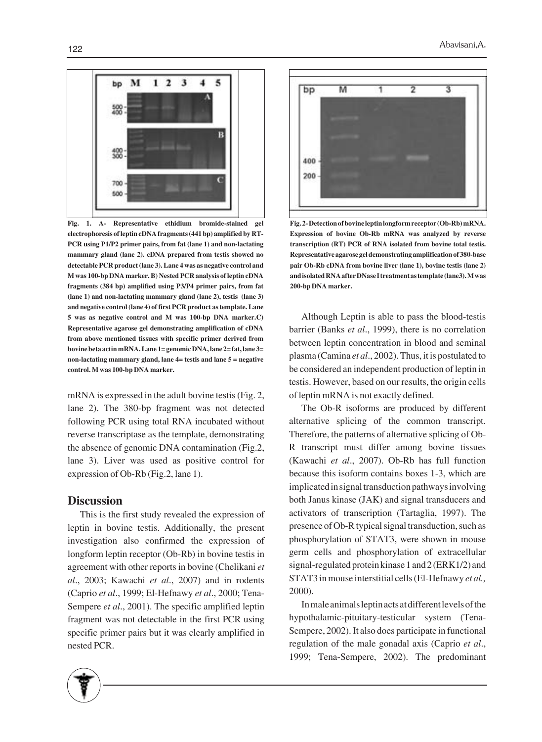Fig. 1. A- Representative ethidium bromide-stained gel electrophoresis of leptin cDNA fragments (441 bp) amplified by RT-PCR using P1/P2 primer pairs, from fat (lane 1) and non-lactating mammary gland (lane 2). cDNA prepared from testis showed no detectable PCR product (lane 3). Lane 4 was as negative control and M was 100-bp DNA marker. B) Nested PCR analysis of leptin cDNA fragments (384 bp) amplified using P3/P4 primer pairs, from fat (lane 1) and non-lactating mammary gland (lane 2), testis (lane 3) and negative control (lane 4) of first PCR product as template. Lane 5 was as negative control and M was 100-bp DNA marker. C) Representative agarose gel demonstrating amplification of cDNA from above mentioned tissues with specific primer derived from bovine beta actin mRNA. Lane 1= genomic DNA, lane 2= fat, lane 3= non-lactating mammary gland, lane 4= testis and lane 5 = negative control. M was 100-bp DNA marker.

mRNA is expressed in the adult bovine testis (Fig. 2, lane 2). The 380-bp fragment was not detected following PCR using total RNA incubated without reverse transcriptase as the template, demonstrating the absence of genomic DNA contamination (Fig.2, lane 3). Liver was used as positive control for expression of Ob-Rb (Fig.2, lane 1).

## Discussion

This is the first study revealed the expression of leptin in bovine testis. Additionally, the present investigation also confirmed the expression of longform leptin receptor (Ob-Rb) in bovine testis in agreement with other reports in bovine (Chelikani *et al*., 2003; Kawachi *et al*., 2007) and in rodents (Caprio *et al*., 1999; El-Hefnawy *et al*., 2000; Tena-Sempere *et al*., 2001). The specific amplified leptin fragment was not detectable in the first PCR using specific primer pairs but it was clearly amplified in nested PCR.

Fig. 2- Detection of bovine leptin longform receptor (Ob-Rb) mRNA. Expression of bovine Ob-Rb mRNA was analyzed by reverse transcription (RT) PCR of RNA isolated from bovine total testis. Representative agarose gel demonstrating amplification of 380-base pair Ob-Rb cDNA from bovine liver (lane 1), bovine testis (lane 2) and isolated RNA after DNase I treatment as template (lane3). M was 200-bp DNA marker.

Although Leptin is able to pass the blood-testis barrier (Banks *et al*., 1999), there is no correlation between leptin concentration in blood and seminal plasma (Camina *et al*., 2002). Thus, it is postulated to be considered an independent production of leptin in testis. However, based on our results, the origin cells of leptin mRNA is not exactly defined.

The Ob-R isoforms are produced by different alternative splicing of the common transcript. Therefore, the patterns of alternative splicing of Ob-R transcript must differ among bovine tissues (Kawachi *et al*., 2007). Ob-Rb has full function because this isoform contains boxes 1-3, which are implicated in signal transduction pathways involving both Janus kinase (JAK) and signal transducers and activators of transcription (Tartaglia, 1997). The presence of Ob-R typical signal transduction, such as phosphorylation of STAT3, were shown in mouse germ cells and phosphorylation of extracellular signal-regulated protein kinase 1 and 2 (ERK1/2) and STAT3 in mouse interstitial cells (El-Hefnawy *et al.,* 2000).

In male animals leptin acts at different levels of the hypothalamic-pituitary-testicular system (Tena-Sempere, 2002). It also does participate in functional regulation of the male gonadal axis (Caprio *et al*., 1999; Tena-Sempere, 2002). The predominant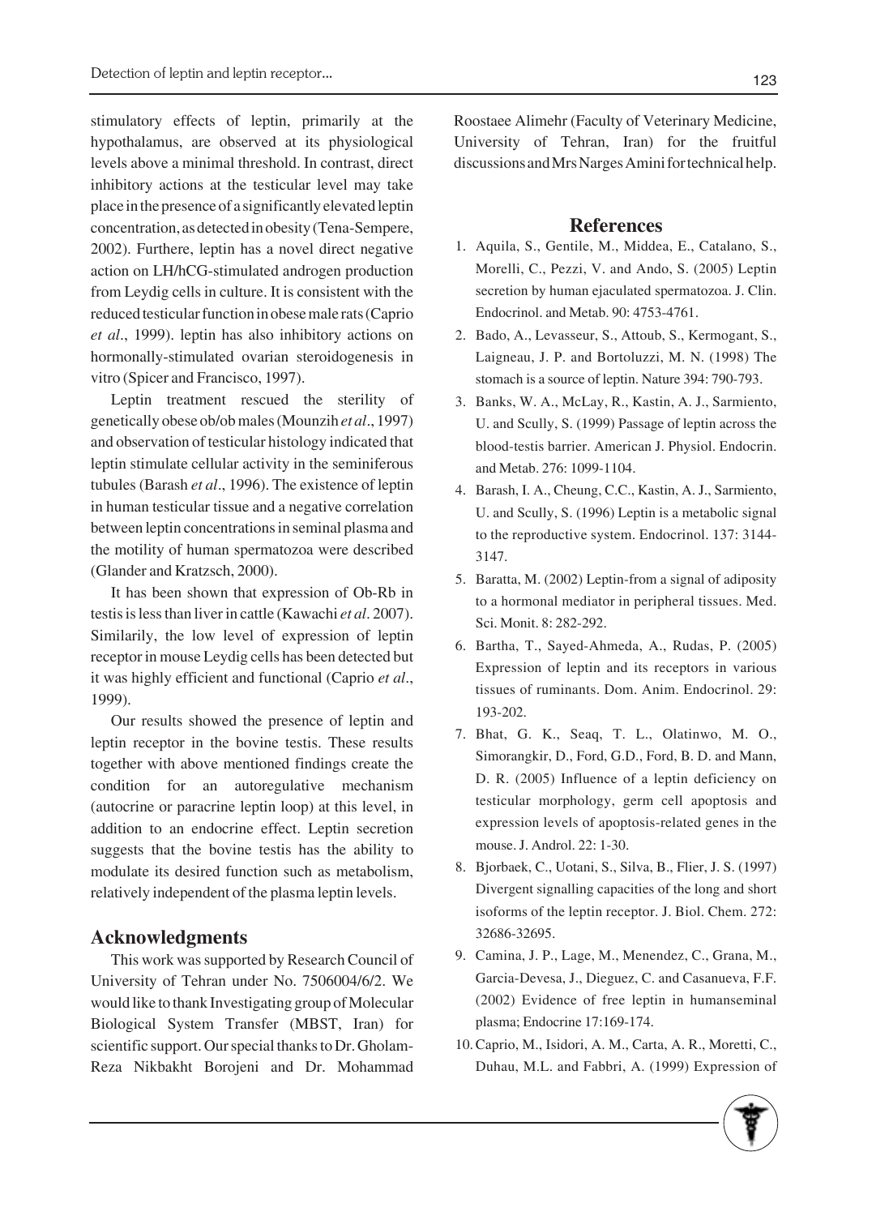stimulatory effects of leptin, primarily at the hypothalamus, are observed at its physiological levels above a minimal threshold. In contrast, direct inhibitory actions at the testicular level may take place in the presence of a significantly elevated leptin concentration, as detected in obesity (Tena-Sempere, 2002). Furthere, leptin has a novel direct negative action on LH/hCG-stimulated androgen production from Leydig cells in culture. It is consistent with the reduced testicular function in obese male rats (Caprio *et al*., 1999). leptin has also inhibitory actions on hormonally-stimulated ovarian steroidogenesis in vitro (Spicer and Francisco, 1997).

Leptin treatment rescued the sterility of genetically obese ob/ob males (Mounzih *et al*., 1997) and observation of testicular histology indicated that leptin stimulate cellular activity in the seminiferous tubules (Barash *et al*., 1996). The existence of leptin in human testicular tissue and a negative correlation between leptin concentrations in seminal plasma and the motility of human spermatozoa were described (Glander and Kratzsch, 2000).

It has been shown that expression of Ob-Rb in testis is less than liver in cattle (Kawachi *et al*. 2007). Similarily, the low level of expression of leptin receptor in mouse Leydig cells has been detected but it was highly efficient and functional (Caprio *et al*., 1999).

Our results showed the presence of leptin and leptin receptor in the bovine testis. These results together with above mentioned findings create the condition for an autoregulative mechanism (autocrine or paracrine leptin loop) at this level, in addition to an endocrine effect. Leptin secretion suggests that the bovine testis has the ability to modulate its desired function such as metabolism, relatively independent of the plasma leptin levels.

## Acknowledgments

This work was supported by Research Council of University of Tehran under No. 7506004/6/2. We would like to thank Investigating group of Molecular Biological System Transfer (MBST, Iran) for scientific support. Our special thanks to Dr. Gholam-Reza Nikbakht Borojeni and Dr. Mohammad Roostaee Alimehr (Faculty of Veterinary Medicine, University of Tehran, Iran) for the fruitful discussions and Mrs Narges Amini for technical help.

## References

1. Aquila, S., Gentile, M., Middea, E., Catalano, S., Morelli, C., Pezzi, V. and Ando, S. (2005) Leptin secretion by human ejaculated spermatozoa. J. Clin. Endocrinol. and Metab. 90: 4753-4761.
2. Bado, A., Levasseur, S., Attoub, S., Kermogant, S., Laigneau, J. P. and Bortoluzzi, M. N. (1998) The stomach is a source of leptin. Nature 394: 790-793.
3. Banks, W. A., McLay, R., Kastin, A. J., Sarmiento, U. and Scully, S. (1999) Passage of leptin across the blood-testis barrier. American J. Physiol. Endocrin. and Metab. 276: 1099-1104.
4. Barash, I. A., Cheung, C.C., Kastin, A. J., Sarmiento, U. and Scully, S. (1996) Leptin is a metabolic signal to the reproductive system. Endocrinol. 137: 3144-3147.
5. Baratta, M. (2002) Leptin-from a signal of adiposity to a hormonal mediator in peripheral tissues. Med. Sci. Monit. 8: 282-292.
6. Bartha, T., Sayed-Ahmeda, A., Rudas, P. (2005) Expression of leptin and its receptors in various tissues of ruminants. Dom. Anim. Endocrinol. 29: 193-202.
7. Bhat, G. K., Seaq, T. L., Olatinwo, M. O., Simorangkir, D., Ford, G.D., Ford, B. D. and Mann, D. R. (2005) Influence of a leptin deficiency on testicular morphology, germ cell apoptosis and expression levels of apoptosis-related genes in the mouse. J. Androl. 22: 1-30.
8. Bjorbaek, C., Uotani, S., Silva, B., Flier, J. S. (1997) Divergent signalling capacities of the long and short isoforms of the leptin receptor. J. Biol. Chem. 272: 32686-32695.
9. Camina, J. P., Lage, M., Menendez, C., Grana, M., Garcia-Devesa, J., Dieguez, C. and Casanueva, F.F. (2002) Evidence of free leptin in humanseminal plasma; Endocrine 17:169-174.
10. Caprio, M., Isidori, A. M., Carta, A. R., Moretti, C., Duhau, M.L. and Fabbri, A. (1999) Expression of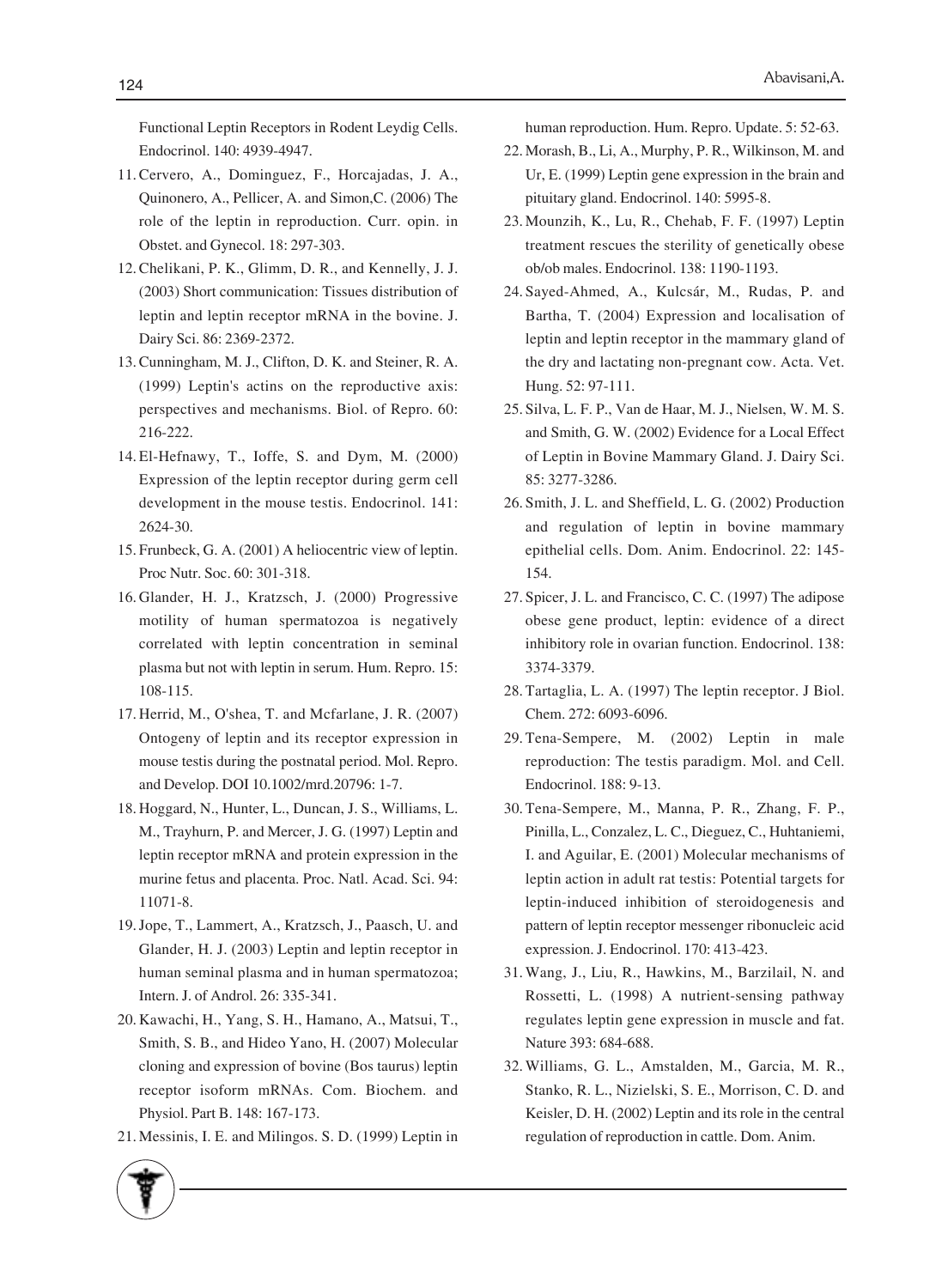Functional Leptin Receptors in Rodent Leydig Cells. Endocrinol. 140: 4939-4947.

11. Cervero, A., Dominguez, F., Horcajadas, J. A., Quinonero, A., Pellicer, A. and Simon,C. (2006) The role of the leptin in reproduction. Curr. opin. in Obstet. and Gynecol. 18: 297-303.
12. Chelikani, P. K., Glimm, D. R., and Kennelly, J. J. (2003) Short communication: Tissues distribution of leptin and leptin receptor mRNA in the bovine. J. Dairy Sci. 86: 2369-2372.
13. Cunningham, M. J., Clifton, D. K. and Steiner, R. A. (1999) Leptin's actins on the reproductive axis: perspectives and mechanisms. Biol. of Repro. 60: 216-222.
14. El-Hefnawy, T., Ioffe, S. and Dym, M. (2000) Expression of the leptin receptor during germ cell development in the mouse testis. Endocrinol. 141: 2624-30.
15. Frunbeck, G. A. (2001) A heliocentric view of leptin. Proc Nutr. Soc. 60: 301-318.
16. Glander, H. J., Kratzsch, J. (2000) Progressive motility of human spermatozoa is negatively correlated with leptin concentration in seminal plasma but not with leptin in serum. Hum. Repro. 15: 108-115.
17. Herrid, M., O'shea, T. and Mcfarlane, J. R. (2007) Ontogeny of leptin and its receptor expression in mouse testis during the postnatal period. Mol. Repro. and Develop. DOI 10.1002/mrd.20796: 1-7.
18. Hoggard, N., Hunter, L., Duncan, J. S., Williams, L. M., Trayhurn, P. and Mercer, J. G. (1997) Leptin and leptin receptor mRNA and protein expression in the murine fetus and placenta. Proc. Natl. Acad. Sci. 94: 11071-8.
19. Jope, T., Lammert, A., Kratzsch, J., Paasch, U. and Glander, H. J. (2003) Leptin and leptin receptor in human seminal plasma and in human spermatozoa; Intern. J. of Androl. 26: 335-341.
20. Kawachi, H., Yang, S. H., Hamano, A., Matsui, T., Smith, S. B., and Hideo Yano, H. (2007) Molecular cloning and expression of bovine (Bos taurus) leptin receptor isoform mRNAs. Com. Biochem. and Physiol. Part B. 148: 167-173.
21. Messinis, I. E. and Milingos. S. D. (1999) Leptin in human reproduction. Hum. Repro. Update. 5: 52-63.
22. Morash, B., Li, A., Murphy, P. R., Wilkinson, M. and Ur, E. (1999) Leptin gene expression in the brain and pituitary gland. Endocrinol. 140: 5995-8.
23. Mounzih, K., Lu, R., Chehab, F. F. (1997) Leptin treatment rescues the sterility of genetically obese ob/ob males. Endocrinol. 138: 1190-1193.
24. Sayed-Ahmed, A., Kulcsár, M., Rudas, P. and Bartha, T. (2004) Expression and localisation of leptin and leptin receptor in the mammary gland of the dry and lactating non-pregnant cow. Acta. Vet. Hung. 52: 97-111.
25. Silva, L. F. P., Van de Haar, M. J., Nielsen, W. M. S. and Smith, G. W. (2002) Evidence for a Local Effect of Leptin in Bovine Mammary Gland. J. Dairy Sci. 85: 3277-3286.
26. Smith, J. L. and Sheffield, L. G. (2002) Production and regulation of leptin in bovine mammary epithelial cells. Dom. Anim. Endocrinol. 22: 145-154.
27. Spicer, J. L. and Francisco, C. C. (1997) The adipose obese gene product, leptin: evidence of a direct inhibitory role in ovarian function. Endocrinol. 138: 3374-3379.
28. Tartaglia, L. A. (1997) The leptin receptor. J Biol. Chem. 272: 6093-6096.
29. Tena-Sempere, M. (2002) Leptin in male reproduction: The testis paradigm. Mol. and Cell. Endocrinol. 188: 9-13.
30. Tena-Sempere, M., Manna, P. R., Zhang, F. P., Pinilla, L., Conzalez, L. C., Dieguez, C., Huhtaniemi, I. and Aguilar, E. (2001) Molecular mechanisms of leptin action in adult rat testis: Potential targets for leptin-induced inhibition of steroidogenesis and pattern of leptin receptor messenger ribonucleic acid expression. J. Endocrinol. 170: 413-423.
31. Wang, J., Liu, R., Hawkins, M., Barzilail, N. and Rossetti, L. (1998) A nutrient-sensing pathway regulates leptin gene expression in muscle and fat. Nature 393: 684-688.
32. Williams, G. L., Amstalden, M., Garcia, M. R., Stanko, R. L., Nizielski, S. E., Morrison, C. D. and Keisler, D. H. (2002) Leptin and its role in the central regulation of reproduction in cattle. Dom. Anim.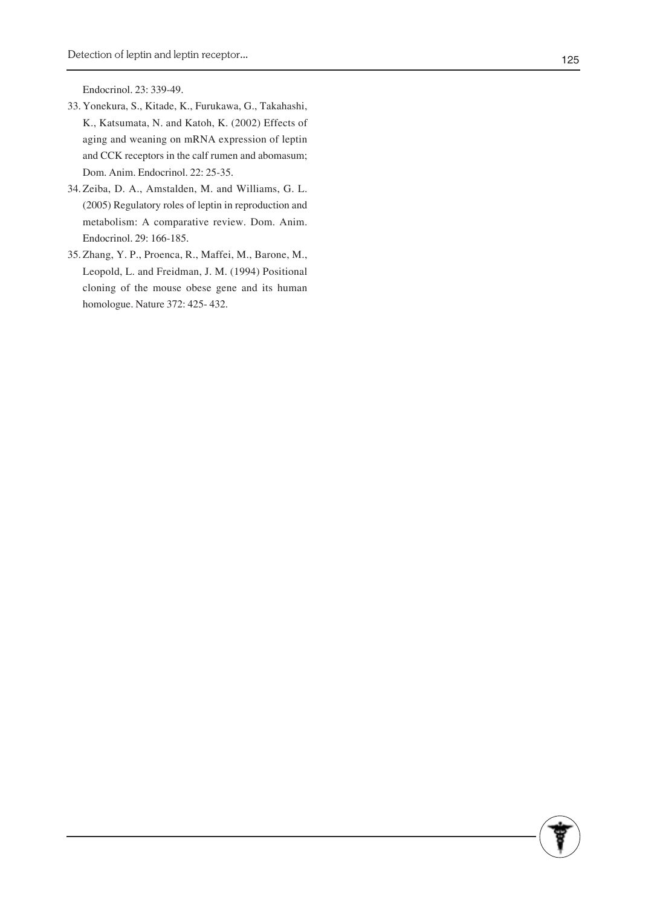Endocrinol. 23: 339-49.

33. Yonekura, S., Kitade, K., Furukawa, G., Takahashi, K., Katsumata, N. and Katoh, K. (2002) Effects of aging and weaning on mRNA expression of leptin and CCK receptors in the calf rumen and abomasum; Dom. Anim. Endocrinol. 22: 25-35.
34. Zeiba, D. A., Amstalden, M. and Williams, G. L. (2005) Regulatory roles of leptin in reproduction and metabolism: A comparative review. Dom. Anim. Endocrinol. 29: 166-185.
35. Zhang, Y. P., Proenca, R., Maffei, M., Barone, M., Leopold, L. and Freidman, J. M. (1994) Positional cloning of the mouse obese gene and its human homologue. Nature 372: 425- 432.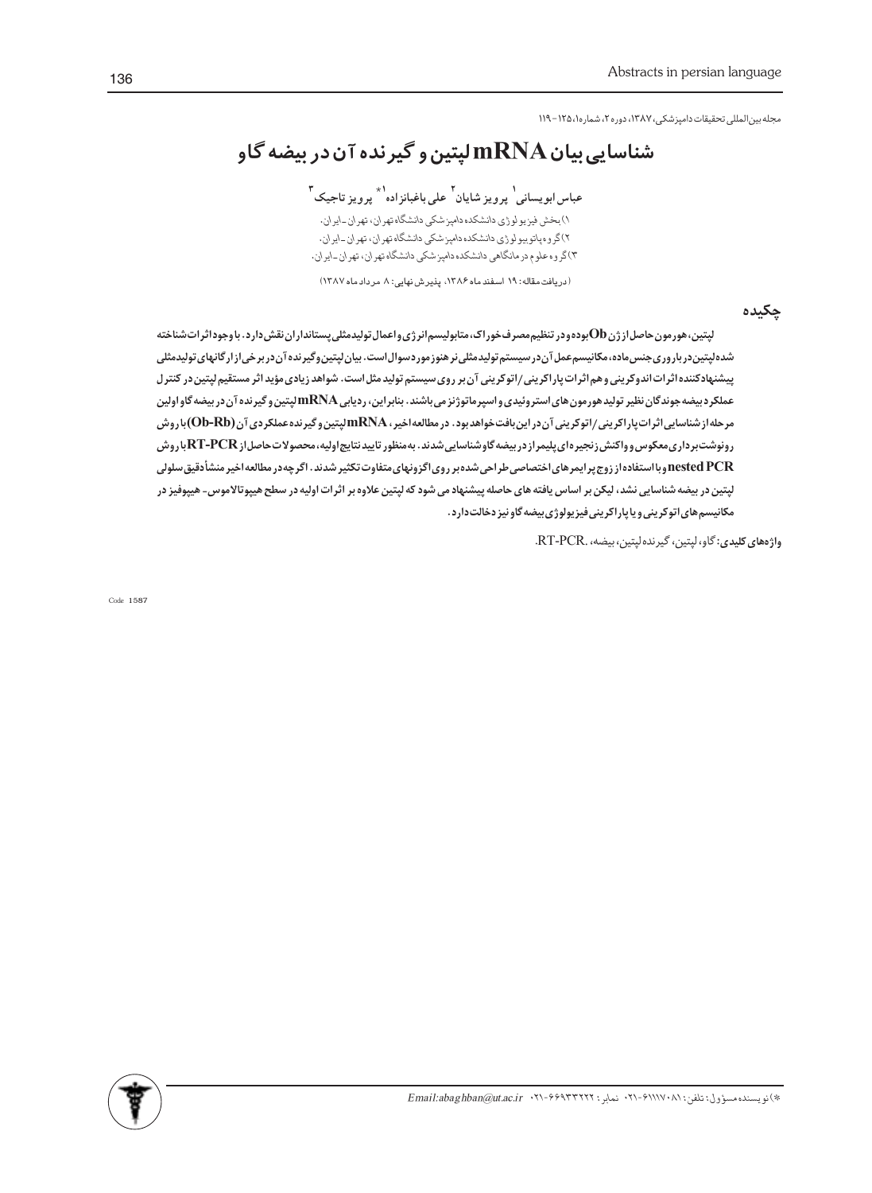# شناسایی بیان mRNA لپتین و گیرنده آن در بیضه گاو

عباس ابویسانی[1] پرویز شایان[2] علی باغبانزاده[1*] پرویز تاجیک[3]

۱) بخش فیزیولوژی دانشکده دامپزشکی دانشگاه تهران، تهران ـ ایران.
۲) گروه پاتوبیولوژی دانشکده دامپزشکی دانشگاه تهران، تهران ـ ایران.
۳) گروه علوم درمانگاهی دانشکده دامپزشکی دانشگاه تهران، تهران ـ ایران.

(دریافت مقاله: ۱۹ اسفند ماه ۱۳۸۶، پذیرش نهایی: ۸ مرداد ماه ۱۳۸۷)

## چکیده

لپتین، هورمون حاصل از ژن Ob بوده و در تنظیم مصرف خوراک، متابولیسم انرژی و اعمال تولیدمثلی پستانداران نقش دارد. با وجود اثرات شناخته شده لپتین در باروری جنس ماده، مکانیسم عمل آن در سیستم تولیدمثلی نر هنوز مورد سوال است. بیان لپتین و گیرنده آن در برخی از ارگانهای تولیدمثلی پیشنهادکننده اثرات اندوکرینی و هم اثرات پاراکرینی/اتوکرینی آن بر روی سیستم تولید مثل است. شواهد زیادی مؤید اثر مستقیم لپتین در کنترل عملکرد بیضه جوندگان نظیر تولید هورمون های استروئیدی و اسپرماتوژنز می باشند. بنابراین، ردیابی mRNA لپتین و گیرنده آن در بیضه گاو اولین مرحله از شناسایی اثرات پاراکرینی/اتوکرینی آن در این بافت خواهد بود. در مطالعه اخیر، mRNA لپتین و گیرنده عملکردی آن (Ob-Rb) با روش رونوشت برداری معکوس و واکنش زنجیره ای پلیمراز در بیضه گاو شناسایی شدند. به منظور تایید نتایج اولیه، محصولات حاصل از RT-PCR با روش nested PCR و با استفاده از زوج پرایمرهای اختصاصی طراحی شده بر روی اگزونهای متفاوت تکثیر شدند. اگرچه در مطالعه اخیر منشأ دقیق سلولی لپتین در بیضه شناسایی نشد، لیکن بر اساس یافته های حاصله پیشنهاد می شود که لپتین علاوه بر اثرات اولیه در سطح هیپوتالاموس- هیپوفیز در مکانیسم های اتوکرینی و یا پاراکرینی فیزیولوژی بیضه گاو نیز دخالت دارد.

**واژه‌های کلیدی:** گاو، لپتین، گیرنده لپتین، بیضه، RT-PCR.

Code 1587

*) نویسنده مسؤول: تلفن: ۶۱۱۱۷۰۸۱-۰۲۱ نمابر: ۶۶۹۳۳۲۲۲-۰۲۱ Email:abaghban@ut.ac.ir